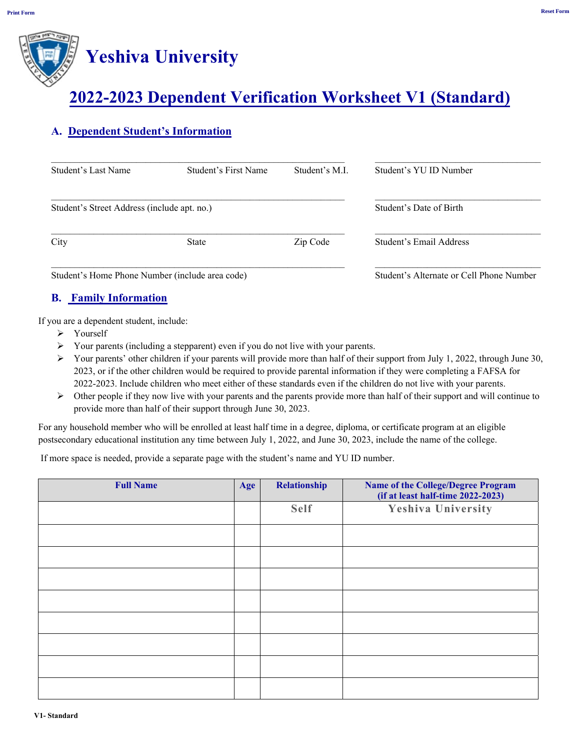Print Form

Reset Form

# Yeshiva University

## 2022-2023 Dependent Verification Worksheet V1 (Standard)

### A. Dependent Student's Information

| | | | |
|---|---|---|---|
| Student's Last Name | Student's First Name | Student's M.I. | Student's YU ID Number |
| Student's Street Address (include apt. no.) | | | Student's Date of Birth |
| City | State | Zip Code | Student's Email Address |
| Student's Home Phone Number (include area code) | | | Student's Alternate or Cell Phone Number |

### B. Family Information

If you are a dependent student, include:

- Yourself
- Your parents (including a stepparent) even if you do not live with your parents.
- Your parents' other children if your parents will provide more than half of their support from July 1, 2022, through June 30, 2023, or if the other children would be required to provide parental information if they were completing a FAFSA for 2022-2023. Include children who meet either of these standards even if the children do not live with your parents.
- Other people if they now live with your parents and the parents provide more than half of their support and will continue to provide more than half of their support through June 30, 2023.

For any household member who will be enrolled at least half time in a degree, diploma, or certificate program at an eligible postsecondary educational institution any time between July 1, 2022, and June 30, 2023, include the name of the college.

If more space is needed, provide a separate page with the student's name and YU ID number.

| Full Name | Age | Relationship | Name of the College/Degree Program (if at least half-time 2022-2023) |
|---|---|---|---|
| | | Self | Yeshiva University |
| | | | |
| | | | |
| | | | |
| | | | |
| | | | |
| | | | |
| | | | |
| | | | |

V1- Standard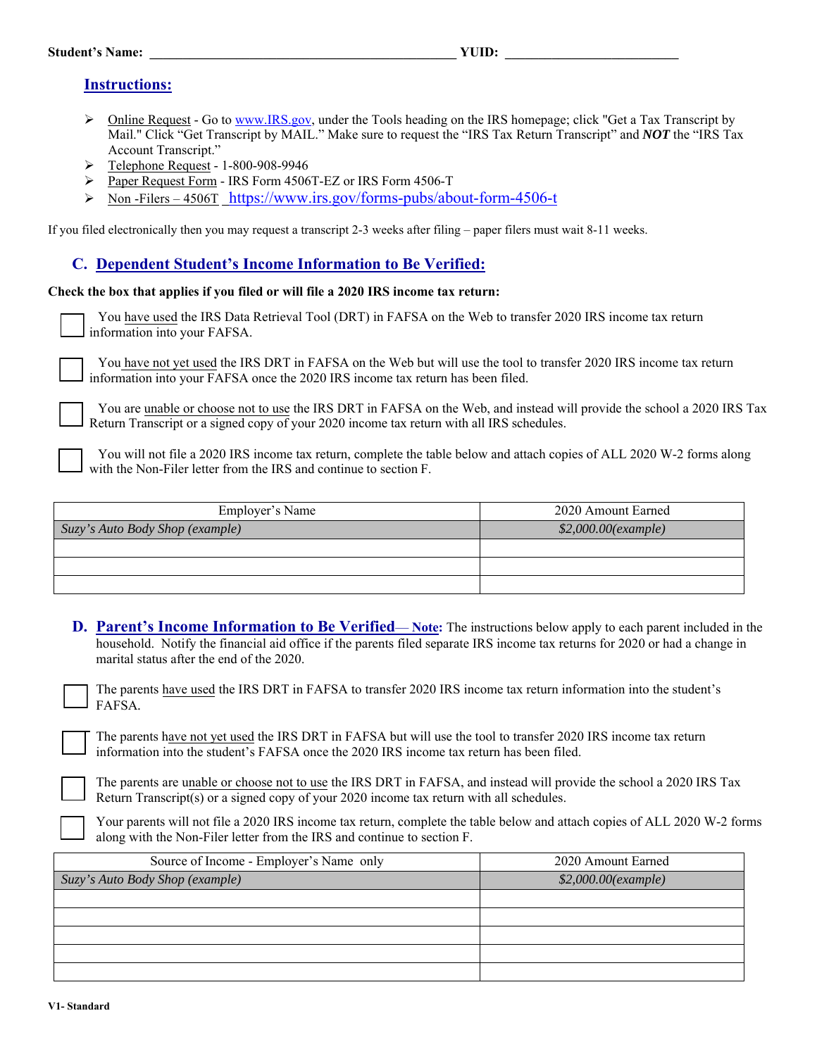**Student's Name:** ______________________________________________ **YUID:** __________________________

## Instructions:

- Online Request - Go to www.IRS.gov, under the Tools heading on the IRS homepage; click "Get a Tax Transcript by Mail." Click "Get Transcript by MAIL." Make sure to request the "IRS Tax Return Transcript" and ***NOT*** the "IRS Tax Account Transcript."
- Telephone Request - 1-800-908-9946
- Paper Request Form - IRS Form 4506T-EZ or IRS Form 4506-T
- Non -Filers – 4506T https://www.irs.gov/forms-pubs/about-form-4506-t

If you filed electronically then you may request a transcript 2-3 weeks after filing – paper filers must wait 8-11 weeks.

## C. Dependent Student's Income Information to Be Verified:

**Check the box that applies if you filed or will file a 2020 IRS income tax return:**

☐ You have used the IRS Data Retrieval Tool (DRT) in FAFSA on the Web to transfer 2020 IRS income tax return information into your FAFSA.

☐ You have not yet used the IRS DRT in FAFSA on the Web but will use the tool to transfer 2020 IRS income tax return information into your FAFSA once the 2020 IRS income tax return has been filed.

☐ You are unable or choose not to use the IRS DRT in FAFSA on the Web, and instead will provide the school a 2020 IRS Tax Return Transcript or a signed copy of your 2020 income tax return with all IRS schedules.

☐ You will not file a 2020 IRS income tax return, complete the table below and attach copies of ALL 2020 W-2 forms along with the Non-Filer letter from the IRS and continue to section F.

| Employer's Name | 2020 Amount Earned |
|---|---|
| *Suzy's Auto Body Shop (example)* | *$2,000.00(example)* |
| | |
| | |
| | |

## D. Parent's Income Information to Be Verified— Note:

The instructions below apply to each parent included in the household. Notify the financial aid office if the parents filed separate IRS income tax returns for 2020 or had a change in marital status after the end of the 2020.

☐ The parents have used the IRS DRT in FAFSA to transfer 2020 IRS income tax return information into the student's FAFSA.

☐ The parents have not yet used the IRS DRT in FAFSA but will use the tool to transfer 2020 IRS income tax return information into the student's FAFSA once the 2020 IRS income tax return has been filed.

☐ The parents are unable or choose not to use the IRS DRT in FAFSA, and instead will provide the school a 2020 IRS Tax Return Transcript(s) or a signed copy of your 2020 income tax return with all schedules.

☐ Your parents will not file a 2020 IRS income tax return, complete the table below and attach copies of ALL 2020 W-2 forms along with the Non-Filer letter from the IRS and continue to section F.

| Source of Income - Employer's Name only | 2020 Amount Earned |
|---|---|
| *Suzy's Auto Body Shop (example)* | *$2,000.00(example)* |
| | |
| | |
| | |
| | |
| | |

V1- Standard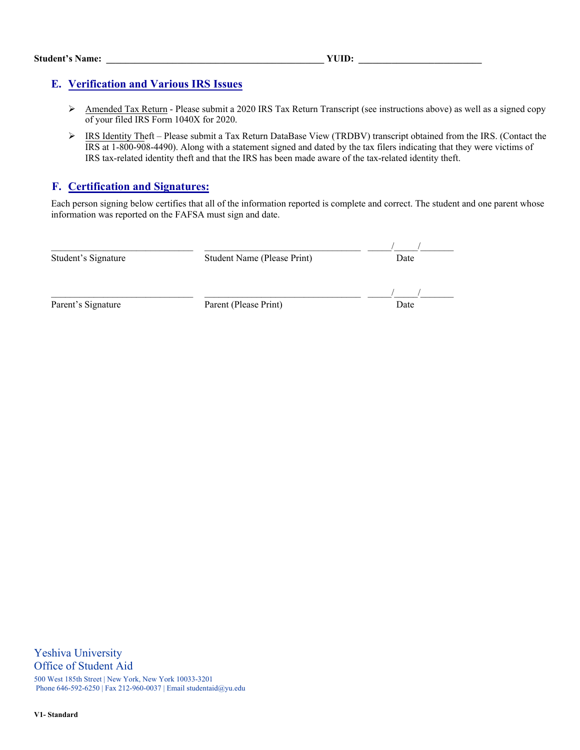**Student's Name:** ____________________________________________ **YUID:** _________________________

## E. Verification and Various IRS Issues

- Amended Tax Return - Please submit a 2020 IRS Tax Return Transcript (see instructions above) as well as a signed copy of your filed IRS Form 1040X for 2020.
- IRS Identity Theft – Please submit a Tax Return DataBase View (TRDBV) transcript obtained from the IRS. (Contact the IRS at 1-800-908-4490). Along with a statement signed and dated by the tax filers indicating that they were victims of IRS tax-related identity theft and that the IRS has been made aware of the tax-related identity theft.

## F. Certification and Signatures:

Each person signing below certifies that all of the information reported is complete and correct. The student and one parent whose information was reported on the FAFSA must sign and date.

| ______________________________ | ________________________________ | _____/_____/_______ |
|---|---|---|
| Student's Signature | Student Name (Please Print) | Date |
| ______________________________ | ________________________________ | _____/_____/_______ |
| Parent's Signature | Parent (Please Print) | Date |

Yeshiva University
Office of Student Aid
500 West 185th Street | New York, New York 10033-3201
Phone 646-592-6250 | Fax 212-960-0037 | Email studentaid@yu.edu

**V1- Standard**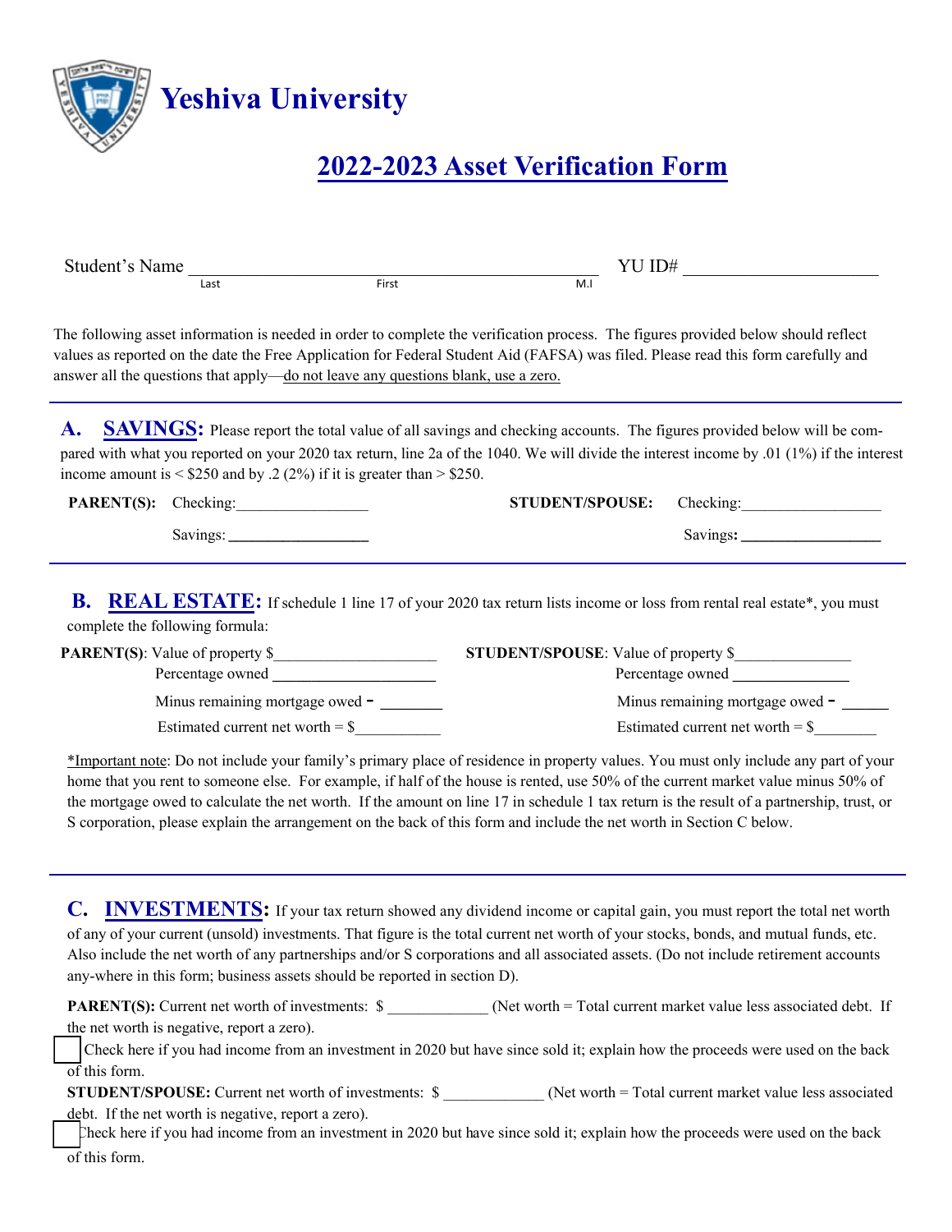# Yeshiva University

## 2022-2023 Asset Verification Form

Student's Name ____________________________________________ YU ID# ______________________
Last First M.I

The following asset information is needed in order to complete the verification process. The figures provided below should reflect values as reported on the date the Free Application for Federal Student Aid (FAFSA) was filed. Please read this form carefully and answer all the questions that apply—do not leave any questions blank, use a zero.

### A. SAVINGS:

Please report the total value of all savings and checking accounts. The figures provided below will be compared with what you reported on your 2020 tax return, line 2a of the 1040. We will divide the interest income by .01 (1%) if the interest income amount is < $250 and by .2 (2%) if it is greater than > $250.

**PARENT(S):** Checking:_________________ **STUDENT/SPOUSE:** Checking:__________________

Savings: __________________ Savings: __________________

### B. REAL ESTATE:

If schedule 1 line 17 of your 2020 tax return lists income or loss from rental real estate*, you must complete the following formula:

**PARENT(S)**: Value of property $____________________ **STUDENT/SPOUSE**: Value of property $______________

Percentage owned ____________________ Percentage owned ______________

Minus remaining mortgage owed - ________ Minus remaining mortgage owed - ______

Estimated current net worth = $__________ Estimated current net worth = $________

*Important note: Do not include your family's primary place of residence in property values. You must only include any part of your home that you rent to someone else. For example, if half of the house is rented, use 50% of the current market value minus 50% of the mortgage owed to calculate the net worth. If the amount on line 17 in schedule 1 tax return is the result of a partnership, trust, or S corporation, please explain the arrangement on the back of this form and include the net worth in Section C below.

### C. INVESTMENTS:

If your tax return showed any dividend income or capital gain, you must report the total net worth of any of your current (unsold) investments. That figure is the total current net worth of your stocks, bonds, and mutual funds, etc. Also include the net worth of any partnerships and/or S corporations and all associated assets. (Do not include retirement accounts any-where in this form; business assets should be reported in section D).

**PARENT(S):** Current net worth of investments: $ ____________ (Net worth = Total current market value less associated debt. If the net worth is negative, report a zero).

☐ Check here if you had income from an investment in 2020 but have since sold it; explain how the proceeds were used on the back of this form.

**STUDENT/SPOUSE:** Current net worth of investments: $ ____________ (Net worth = Total current market value less associated debt. If the net worth is negative, report a zero).

☐ Check here if you had income from an investment in 2020 but have since sold it; explain how the proceeds were used on the back of this form.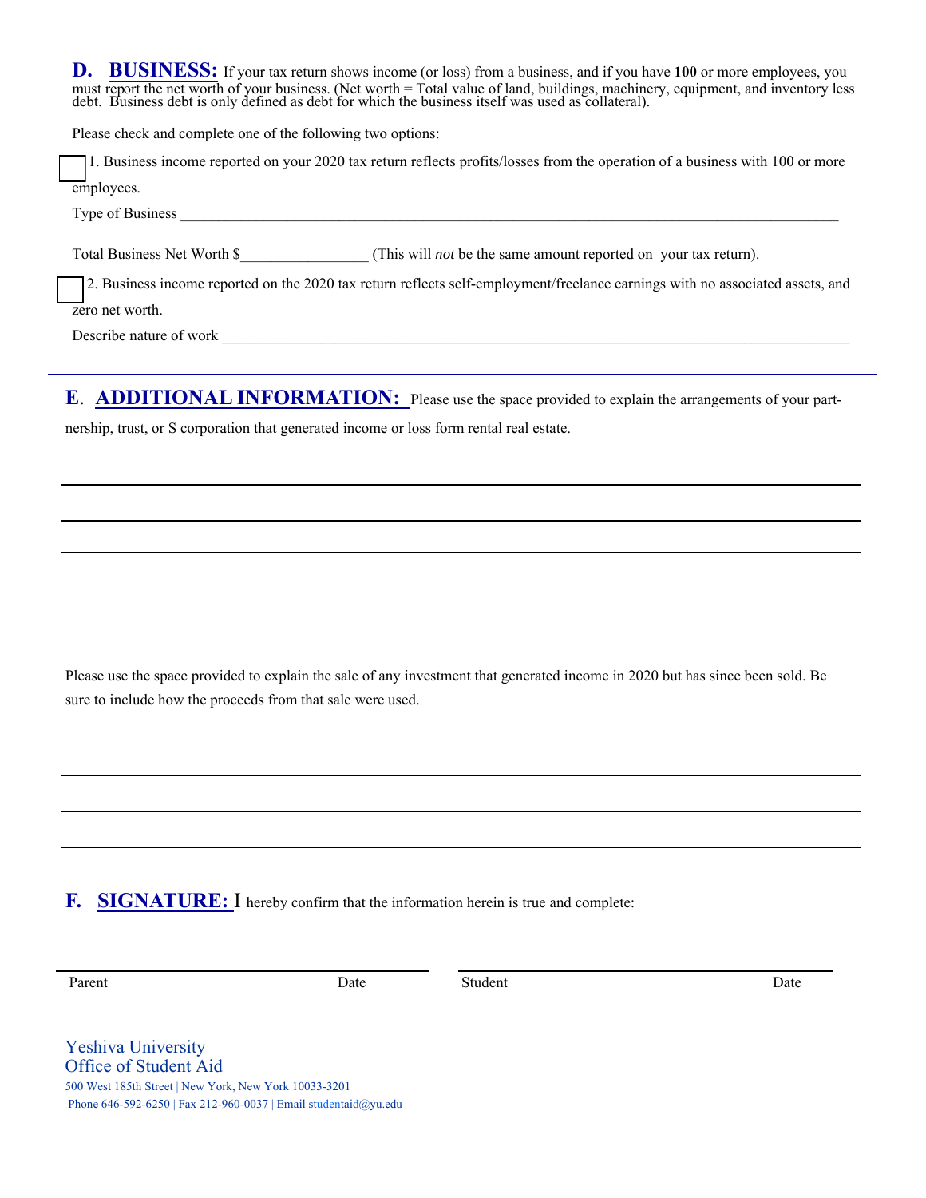## D. BUSINESS:

If your tax return shows income (or loss) from a business, and if you have **100** or more employees, you must report the net worth of your business. (Net worth = Total value of land, buildings, machinery, equipment, and inventory less debt. Business debt is only defined as debt for which the business itself was used as collateral).

Please check and complete one of the following two options:

☐ 1. Business income reported on your 2020 tax return reflects profits/losses from the operation of a business with 100 or more employees.

Type of Business ____________________________________________________________________________________

Total Business Net Worth $________________ (This will *not* be the same amount reported on your tax return).

☐ 2. Business income reported on the 2020 tax return reflects self-employment/freelance earnings with no associated assets, and zero net worth.

Describe nature of work ______________________________________________________________________________

## E. ADDITIONAL INFORMATION:

Please use the space provided to explain the arrangements of your partnership, trust, or S corporation that generated income or loss form rental real estate.

______________________________________________________________________________

______________________________________________________________________________

______________________________________________________________________________

______________________________________________________________________________

Please use the space provided to explain the sale of any investment that generated income in 2020 but has since been sold. Be sure to include how the proceeds from that sale were used.

______________________________________________________________________________

______________________________________________________________________________

______________________________________________________________________________

## F. SIGNATURE:

I hereby confirm that the information herein is true and complete:

______________________________ ______________________________

Parent Date Student Date

Yeshiva University
Office of Student Aid
500 West 185th Street | New York, New York 10033-3201
Phone 646-592-6250 | Fax 212-960-0037 | Email studentaid@yu.edu